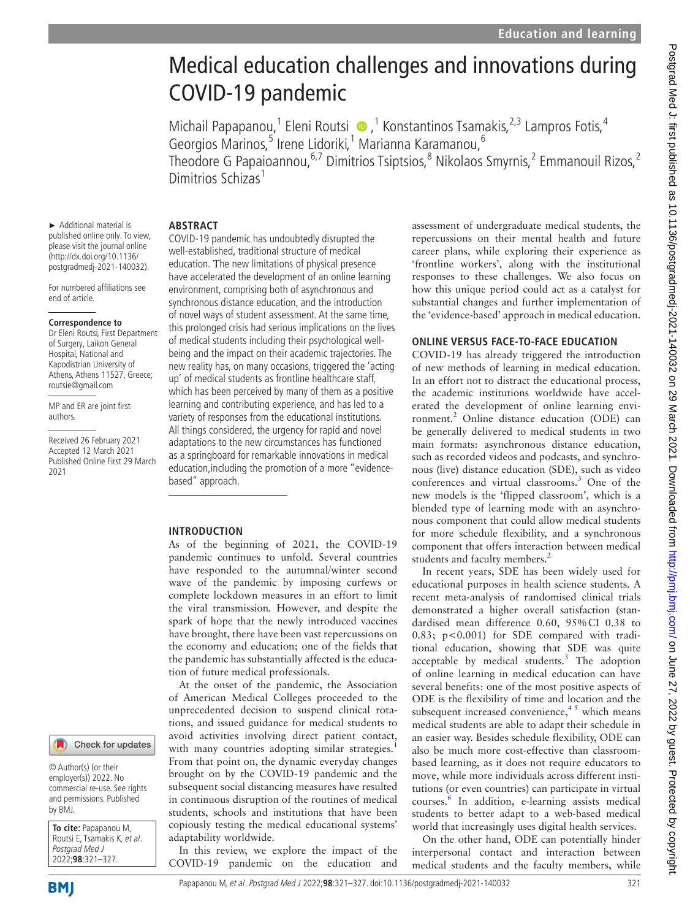# Medical education challenges and innovations during COVID-19 pandemic

Michail Papapanou,[1] Eleni Routsi,[1] Konstantinos Tsamakis,[2,3] Lampros Fotis,[4] Georgios Marinos,[5] Irene Lidoriki,[1] Marianna Karamanou,[6] Theodore G Papaioannou,[6,7] Dimitrios Tsiptsios,[8] Nikolaos Smyrnis,[2] Emmanouil Rizos,[2] Dimitrios Schizas[1]

► Additional material is published online only. To view, please visit the journal online (http://dx.doi.org/10.1136/postgradmedj-2021-140032).

For numbered affiliations see end of article.

**Correspondence to**
Dr Eleni Routsi, First Department of Surgery, Laikon General Hospital, National and Kapodistrian University of Athens, Athens 11527, Greece; routsie@gmail.com

MP and ER are joint first authors.

Received 26 February 2021
Accepted 12 March 2021
Published Online First 29 March 2021

© Author(s) (or their employer(s)) 2022. No commercial re-use. See rights and permissions. Published by BMJ.

**To cite:** Papapanou M, Routsi E, Tsamakis K, et al. *Postgrad Med J* 2022;**98**:321–327.

## ABSTRACT

COVID-19 pandemic has undoubtedly disrupted the well-established, traditional structure of medical education. The new limitations of physical presence have accelerated the development of an online learning environment, comprising both of asynchronous and synchronous distance education, and the introduction of novel ways of student assessment. At the same time, this prolonged crisis had serious implications on the lives of medical students including their psychological well-being and the impact on their academic trajectories. The new reality has, on many occasions, triggered the 'acting up' of medical students as frontline healthcare staff, which has been perceived by many of them as a positive learning and contributing experience, and has led to a variety of responses from the educational institutions. All things considered, the urgency for rapid and novel adaptations to the new circumstances has functioned as a springboard for remarkable innovations in medical education,including the promotion of a more "evidence-based" approach.

## INTRODUCTION

As of the beginning of 2021, the COVID-19 pandemic continues to unfold. Several countries have responded to the autumnal/winter second wave of the pandemic by imposing curfews or complete lockdown measures in an effort to limit the viral transmission. However, and despite the spark of hope that the newly introduced vaccines have brought, there have been vast repercussions on the economy and education; one of the fields that the pandemic has substantially affected is the education of future medical professionals.

At the onset of the pandemic, the Association of American Medical Colleges proceeded to the unprecedented decision to suspend clinical rotations, and issued guidance for medical students to avoid activities involving direct patient contact, with many countries adopting similar strategies.[1] From that point on, the dynamic everyday changes brought on by the COVID-19 pandemic and the subsequent social distancing measures have resulted in continuous disruption of the routines of medical students, schools and institutions that have been copiously testing the medical educational systems' adaptability worldwide.

In this review, we explore the impact of the COVID-19 pandemic on the education and assessment of undergraduate medical students, the repercussions on their mental health and future career plans, while exploring their experience as 'frontline workers', along with the institutional responses to these challenges. We also focus on how this unique period could act as a catalyst for substantial changes and further implementation of the 'evidence-based' approach in medical education.

## ONLINE VERSUS FACE-TO-FACE EDUCATION

COVID-19 has already triggered the introduction of new methods of learning in medical education. In an effort not to distract the educational process, the academic institutions worldwide have accelerated the development of online learning environment.[2] Online distance education (ODE) can be generally delivered to medical students in two main formats: asynchronous distance education, such as recorded videos and podcasts, and synchronous (live) distance education (SDE), such as video conferences and virtual classrooms.[3] One of the new models is the 'flipped classroom', which is a blended type of learning mode with an asynchronous component that could allow medical students for more schedule flexibility, and a synchronous component that offers interaction between medical students and faculty members.[2]

In recent years, SDE has been widely used for educational purposes in health science students. A recent meta-analysis of randomised clinical trials demonstrated a higher overall satisfaction (standardised mean difference 0.60, 95% CI 0.38 to 0.83; $p<0.001$) for SDE compared with traditional education, showing that SDE was quite acceptable by medical students.[3] The adoption of online learning in medical education can have several benefits: one of the most positive aspects of ODE is the flexibility of time and location and the subsequent increased convenience,[4,5] which means medical students are able to adapt their schedule in an easier way. Besides schedule flexibility, ODE can also be much more cost-effective than classroom-based learning, as it does not require educators to move, while more individuals across different institutions (or even countries) can participate in virtual courses.[6] In addition, e-learning assists medical students to better adapt to a web-based medical world that increasingly uses digital health services.

On the other hand, ODE can potentially hinder interpersonal contact and interaction between medical students and the faculty members, while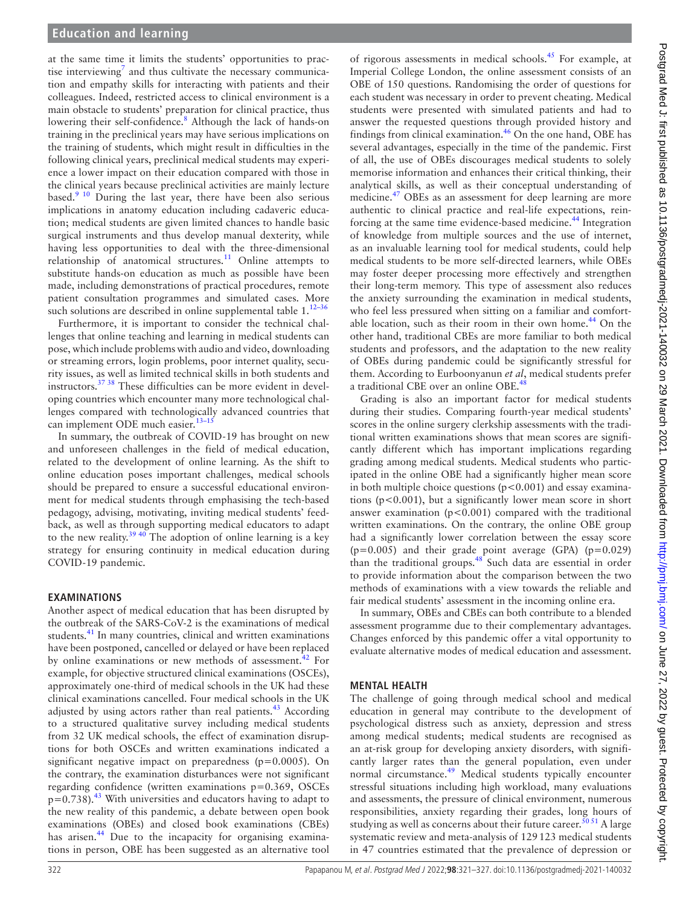at the same time it limits the students' opportunities to practise interviewing[7] and thus cultivate the necessary communication and empathy skills for interacting with patients and their colleagues. Indeed, restricted access to clinical environment is a main obstacle to students' preparation for clinical practice, thus lowering their self-confidence.[8] Although the lack of hands-on training in the preclinical years may have serious implications on the training of students, which might result in difficulties in the following clinical years, preclinical medical students may experience a lower impact on their education compared with those in the clinical years because preclinical activities are mainly lecture based.[9 10] During the last year, there have been also serious implications in anatomy education including cadaveric education; medical students are given limited chances to handle basic surgical instruments and thus develop manual dexterity, while having less opportunities to deal with the three-dimensional relationship of anatomical structures.[11] Online attempts to substitute hands-on education as much as possible have been made, including demonstrations of practical procedures, remote patient consultation programmes and simulated cases. More such solutions are described in online supplemental table 1.[12–36]

Furthermore, it is important to consider the technical challenges that online teaching and learning in medical students can pose, which include problems with audio and video, downloading or streaming errors, login problems, poor internet quality, security issues, as well as limited technical skills in both students and instructors.[37 38] These difficulties can be more evident in developing countries which encounter many more technological challenges compared with technologically advanced countries that can implement ODE much easier.[13–15]

In summary, the outbreak of COVID-19 has brought on new and unforeseen challenges in the field of medical education, related to the development of online learning. As the shift to online education poses important challenges, medical schools should be prepared to ensure a successful educational environment for medical students through emphasising the tech-based pedagogy, advising, motivating, inviting medical students' feedback, as well as through supporting medical educators to adapt to the new reality.[39 40] The adoption of online learning is a key strategy for ensuring continuity in medical education during COVID-19 pandemic.

## EXAMINATIONS

Another aspect of medical education that has been disrupted by the outbreak of the SARS-CoV-2 is the examinations of medical students.[41] In many countries, clinical and written examinations have been postponed, cancelled or delayed or have been replaced by online examinations or new methods of assessment.[42] For example, for objective structured clinical examinations (OSCEs), approximately one-third of medical schools in the UK had these clinical examinations cancelled. Four medical schools in the UK adjusted by using actors rather than real patients.[43] According to a structured qualitative survey including medical students from 32 UK medical schools, the effect of examination disruptions for both OSCEs and written examinations indicated a significant negative impact on preparedness ($p=0.0005$). On the contrary, the examination disturbances were not significant regarding confidence (written examinations $p=0.369$, OSCEs $p=0.738$).[43] With universities and educators having to adapt to the new reality of this pandemic, a debate between open book examinations (OBEs) and closed book examinations (CBEs) has arisen.[44] Due to the incapacity for organising examinations in person, OBE has been suggested as an alternative tool of rigorous assessments in medical schools.[45] For example, at Imperial College London, the online assessment consists of an OBE of 150 questions. Randomising the order of questions for each student was necessary in order to prevent cheating. Medical students were presented with simulated patients and had to answer the requested questions through provided history and findings from clinical examination.[46] On the one hand, OBE has several advantages, especially in the time of the pandemic. First of all, the use of OBEs discourages medical students to solely memorise information and enhances their critical thinking, their analytical skills, as well as their conceptual understanding of medicine.[47] OBEs as an assessment for deep learning are more authentic to clinical practice and real-life expectations, reinforcing at the same time evidence-based medicine.[44] Integration of knowledge from multiple sources and the use of internet, as an invaluable learning tool for medical students, could help medical students to be more self-directed learners, while OBEs may foster deeper processing more effectively and strengthen their long-term memory. This type of assessment also reduces the anxiety surrounding the examination in medical students, who feel less pressured when sitting on a familiar and comfortable location, such as their room in their own home.[44] On the other hand, traditional CBEs are more familiar to both medical students and professors, and the adaptation to the new reality of OBEs during pandemic could be significantly stressful for them. According to Eurboonyanun *et al*, medical students prefer a traditional CBE over an online OBE.[48]

Grading is also an important factor for medical students during their studies. Comparing fourth-year medical students' scores in the online surgery clerkship assessments with the traditional written examinations shows that mean scores are significantly different which has important implications regarding grading among medical students. Medical students who participated in the online OBE had a significantly higher mean score in both multiple choice questions ($p<0.001$) and essay examinations ($p<0.001$), but a significantly lower mean score in short answer examination ($p<0.001$) compared with the traditional written examinations. On the contrary, the online OBE group had a significantly lower correlation between the essay score ($p=0.005$) and their grade point average (GPA) ($p=0.029$) than the traditional groups.[48] Such data are essential in order to provide information about the comparison between the two methods of examinations with a view towards the reliable and fair medical students' assessment in the incoming online era.

In summary, OBEs and CBEs can both contribute to a blended assessment programme due to their complementary advantages. Changes enforced by this pandemic offer a vital opportunity to evaluate alternative modes of medical education and assessment.

## MENTAL HEALTH

The challenge of going through medical school and medical education in general may contribute to the development of psychological distress such as anxiety, depression and stress among medical students; medical students are recognised as an at-risk group for developing anxiety disorders, with significantly larger rates than the general population, even under normal circumstance.[49] Medical students typically encounter stressful situations including high workload, many evaluations and assessments, the pressure of clinical environment, numerous responsibilities, anxiety regarding their grades, long hours of studying as well as concerns about their future career.[50 51] A large systematic review and meta-analysis of 129 123 medical students in 47 countries estimated that the prevalence of depression or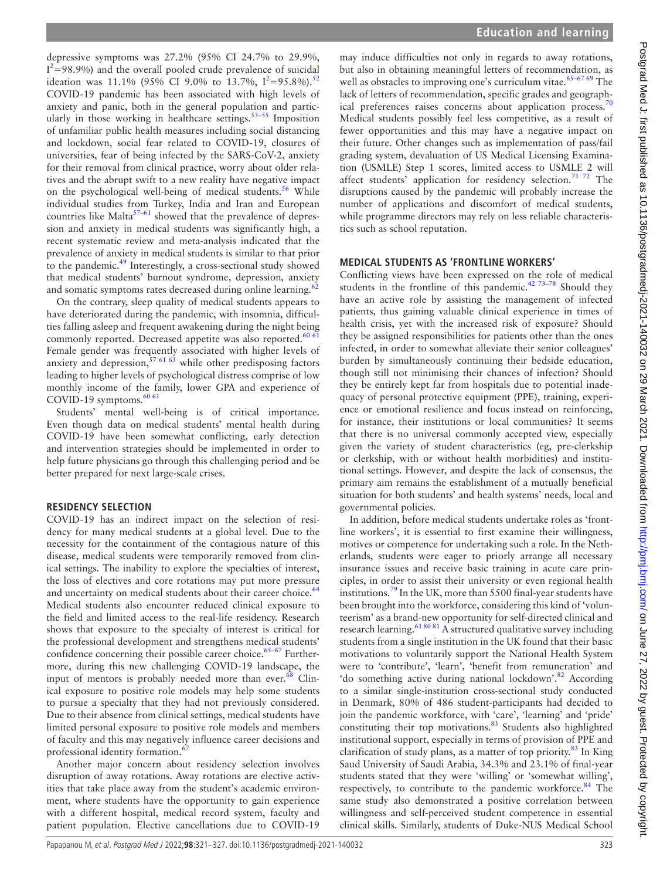depressive symptoms was 27.2% (95% CI 24.7% to 29.9%, $I^2$=98.9%) and the overall pooled crude prevalence of suicidal ideation was 11.1% (95% CI 9.0% to 13.7%, $I^2$=95.8%).[52] COVID-19 pandemic has been associated with high levels of anxiety and panic, both in the general population and particularly in those working in healthcare settings.[53–55] Imposition of unfamiliar public health measures including social distancing and lockdown, social fear related to COVID-19, closures of universities, fear of being infected by the SARS-CoV-2, anxiety for their removal from clinical practice, worry about older relatives and the abrupt swift to a new reality have negative impact on the psychological well-being of medical students.[56] While individual studies from Turkey, India and Iran and European countries like Malta[57–61] showed that the prevalence of depression and anxiety in medical students was significantly high, a recent systematic review and meta-analysis indicated that the prevalence of anxiety in medical students is similar to that prior to the pandemic.[49] Interestingly, a cross-sectional study showed that medical students' burnout syndrome, depression, anxiety and somatic symptoms rates decreased during online learning.[62]

On the contrary, sleep quality of medical students appears to have deteriorated during the pandemic, with insomnia, difficulties falling asleep and frequent awakening during the night being commonly reported. Decreased appetite was also reported.[60 61] Female gender was frequently associated with higher levels of anxiety and depression,[57 61 63] while other predisposing factors leading to higher levels of psychological distress comprise of low monthly income of the family, lower GPA and experience of COVID-19 symptoms.[60 61]

Students' mental well-being is of critical importance. Even though data on medical students' mental health during COVID-19 have been somewhat conflicting, early detection and intervention strategies should be implemented in order to help future physicians go through this challenging period and be better prepared for next large-scale crises.

## RESIDENCY SELECTION

COVID-19 has an indirect impact on the selection of residency for many medical students at a global level. Due to the necessity for the containment of the contagious nature of this disease, medical students were temporarily removed from clinical settings. The inability to explore the specialties of interest, the loss of electives and core rotations may put more pressure and uncertainty on medical students about their career choice.[64] Medical students also encounter reduced clinical exposure to the field and limited access to the real-life residency. Research shows that exposure to the specialty of interest is critical for the professional development and strengthens medical students' confidence concerning their possible career choice.[65–67] Furthermore, during this new challenging COVID-19 landscape, the input of mentors is probably needed more than ever.[68] Clinical exposure to positive role models may help some students to pursue a specialty that they had not previously considered. Due to their absence from clinical settings, medical students have limited personal exposure to positive role models and members of faculty and this may negatively influence career decisions and professional identity formation.[67]

Another major concern about residency selection involves disruption of away rotations. Away rotations are elective activities that take place away from the student's academic environment, where students have the opportunity to gain experience with a different hospital, medical record system, faculty and patient population. Elective cancellations due to COVID-19 may induce difficulties not only in regards to away rotations, but also in obtaining meaningful letters of recommendation, as well as obstacles to improving one's curriculum vitae.[65–67 69] The lack of letters of recommendation, specific grades and geographical preferences raises concerns about application process.[70] Medical students possibly feel less competitive, as a result of fewer opportunities and this may have a negative impact on their future. Other changes such as implementation of pass/fail grading system, devaluation of US Medical Licensing Examination (USMLE) Step 1 scores, limited access to USMLE 2 will affect students' application for residency selection.[71 72] The disruptions caused by the pandemic will probably increase the number of applications and discomfort of medical students, while programme directors may rely on less reliable characteristics such as school reputation.

## MEDICAL STUDENTS AS 'FRONTLINE WORKERS'

Conflicting views have been expressed on the role of medical students in the frontline of this pandemic.[42 73–78] Should they have an active role by assisting the management of infected patients, thus gaining valuable clinical experience in times of health crisis, yet with the increased risk of exposure? Should they be assigned responsibilities for patients other than the ones infected, in order to somewhat alleviate their senior colleagues' burden by simultaneously continuing their bedside education, though still not minimising their chances of infection? Should they be entirely kept far from hospitals due to potential inadequacy of personal protective equipment (PPE), training, experience or emotional resilience and focus instead on reinforcing, for instance, their institutions or local communities? It seems that there is no universal commonly accepted view, especially given the variety of student characteristics (eg, pre-clerkship or clerkship, with or without health morbidities) and institutional settings. However, and despite the lack of consensus, the primary aim remains the establishment of a mutually beneficial situation for both students' and health systems' needs, local and governmental policies.

In addition, before medical students undertake roles as 'frontline workers', it is essential to first examine their willingness, motives or competence for undertaking such a role. In the Netherlands, students were eager to priorly arrange all necessary insurance issues and receive basic training in acute care principles, in order to assist their university or even regional health institutions.[79] In the UK, more than 5500 final-year students have been brought into the workforce, considering this kind of 'volunteerism' as a brand-new opportunity for self-directed clinical and research learning.[61 80 81] A structured qualitative survey including students from a single institution in the UK found that their basic motivations to voluntarily support the National Health System were to 'contribute', 'learn', 'benefit from remuneration' and 'do something active during national lockdown'.[82] According to a similar single-institution cross-sectional study conducted in Denmark, 80% of 486 student-participants had decided to join the pandemic workforce, with 'care', 'learning' and 'pride' constituting their top motivations.[83] Students also highlighted institutional support, especially in terms of provision of PPE and clarification of study plans, as a matter of top priority.[83] In King Saud University of Saudi Arabia, 34.3% and 23.1% of final-year students stated that they were 'willing' or 'somewhat willing', respectively, to contribute to the pandemic workforce.[84] The same study also demonstrated a positive correlation between willingness and self-perceived student competence in essential clinical skills. Similarly, students of Duke-NUS Medical School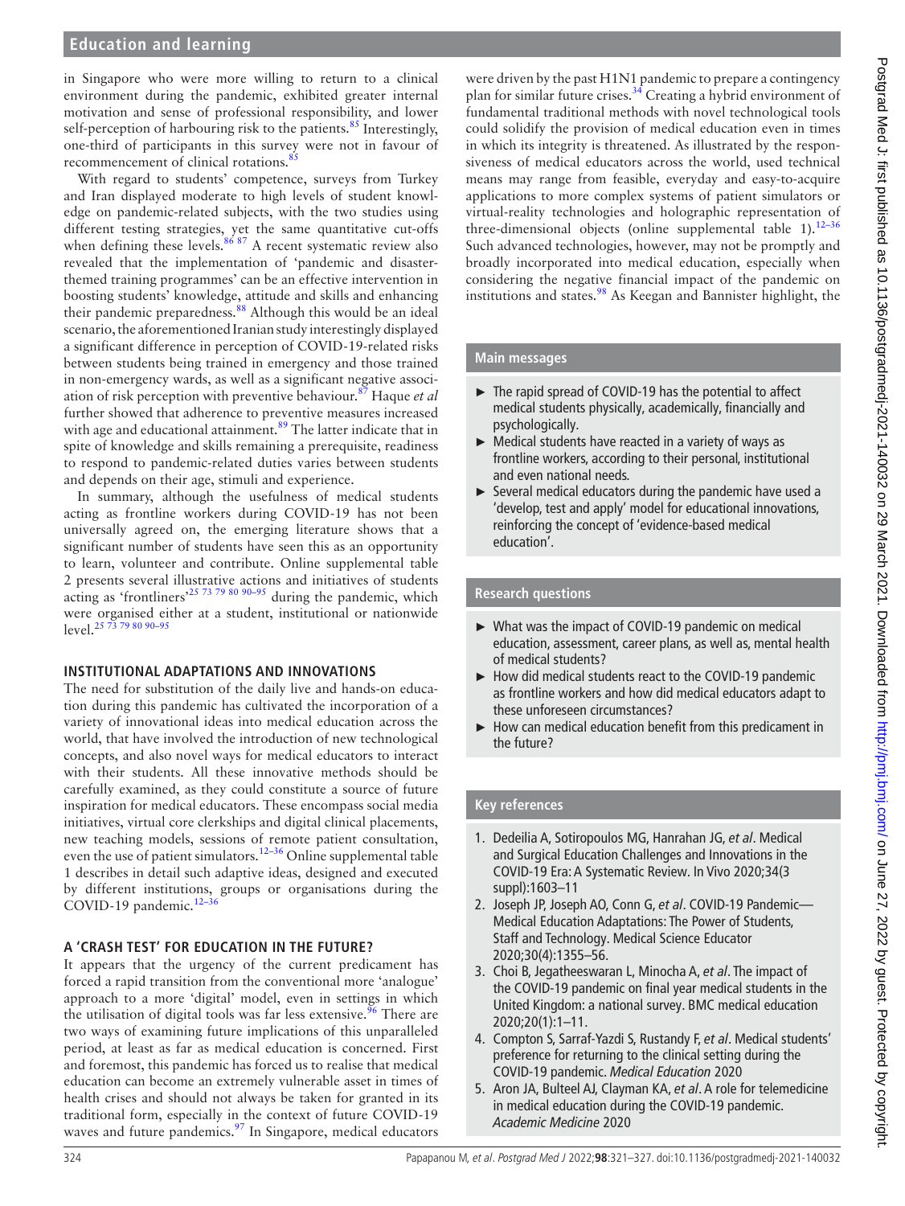in Singapore who were more willing to return to a clinical environment during the pandemic, exhibited greater internal motivation and sense of professional responsibility, and lower self-perception of harbouring risk to the patients.[85] Interestingly, one-third of participants in this survey were not in favour of recommencement of clinical rotations.[85]

With regard to students' competence, surveys from Turkey and Iran displayed moderate to high levels of student knowledge on pandemic-related subjects, with the two studies using different testing strategies, yet the same quantitative cut-offs when defining these levels.[86 87] A recent systematic review also revealed that the implementation of 'pandemic and disaster-themed training programmes' can be an effective intervention in boosting students' knowledge, attitude and skills and enhancing their pandemic preparedness.[88] Although this would be an ideal scenario, the aforementioned Iranian study interestingly displayed a significant difference in perception of COVID-19-related risks between students being trained in emergency and those trained in non-emergency wards, as well as a significant negative association of risk perception with preventive behaviour.[87] Haque *et al* further showed that adherence to preventive measures increased with age and educational attainment.[89] The latter indicate that in spite of knowledge and skills remaining a prerequisite, readiness to respond to pandemic-related duties varies between students and depends on their age, stimuli and experience.

In summary, although the usefulness of medical students acting as frontline workers during COVID-19 has not been universally agreed on, the emerging literature shows that a significant number of students have seen this as an opportunity to learn, volunteer and contribute. Online supplemental table 2 presents several illustrative actions and initiatives of students acting as 'frontliners'[25 73 79 80 90–95] during the pandemic, which were organised either at a student, institutional or nationwide level.[25 73 79 80 90–95]

## INSTITUTIONAL ADAPTATIONS AND INNOVATIONS

The need for substitution of the daily live and hands-on education during this pandemic has cultivated the incorporation of a variety of innovational ideas into medical education across the world, that have involved the introduction of new technological concepts, and also novel ways for medical educators to interact with their students. All these innovative methods should be carefully examined, as they could constitute a source of future inspiration for medical educators. These encompass social media initiatives, virtual core clerkships and digital clinical placements, new teaching models, sessions of remote patient consultation, even the use of patient simulators.[12–36] Online supplemental table 1 describes in detail such adaptive ideas, designed and executed by different institutions, groups or organisations during the COVID-19 pandemic.[12–36]

## A 'CRASH TEST' FOR EDUCATION IN THE FUTURE?

It appears that the urgency of the current predicament has forced a rapid transition from the conventional more 'analogue' approach to a more 'digital' model, even in settings in which the utilisation of digital tools was far less extensive.[96] There are two ways of examining future implications of this unparalleled period, at least as far as medical education is concerned. First and foremost, this pandemic has forced us to realise that medical education can become an extremely vulnerable asset in times of health crises and should not always be taken for granted in its traditional form, especially in the context of future COVID-19 waves and future pandemics.[97] In Singapore, medical educators were driven by the past H1N1 pandemic to prepare a contingency plan for similar future crises.[34] Creating a hybrid environment of fundamental traditional methods with novel technological tools could solidify the provision of medical education even in times in which its integrity is threatened. As illustrated by the responsiveness of medical educators across the world, used technical means may range from feasible, everyday and easy-to-acquire applications to more complex systems of patient simulators or virtual-reality technologies and holographic representation of three-dimensional objects (online supplemental table 1).[12–36] Such advanced technologies, however, may not be promptly and broadly incorporated into medical education, especially when considering the negative financial impact of the pandemic on institutions and states.[98] As Keegan and Bannister highlight, the

### Main messages

- The rapid spread of COVID-19 has the potential to affect medical students physically, academically, financially and psychologically.
- Medical students have reacted in a variety of ways as frontline workers, according to their personal, institutional and even national needs.
- Several medical educators during the pandemic have used a 'develop, test and apply' model for educational innovations, reinforcing the concept of 'evidence-based medical education'.

### Research questions

- What was the impact of COVID-19 pandemic on medical education, assessment, career plans, as well as, mental health of medical students?
- How did medical students react to the COVID-19 pandemic as frontline workers and how did medical educators adapt to these unforeseen circumstances?
- How can medical education benefit from this predicament in the future?

### Key references

1. Dedeilia A, Sotiropoulos MG, Hanrahan JG, *et al*. Medical and Surgical Education Challenges and Innovations in the COVID-19 Era: A Systematic Review. In Vivo 2020;34(3 suppl):1603–11
2. Joseph JP, Joseph AO, Conn G, *et al*. COVID-19 Pandemic—Medical Education Adaptations: The Power of Students, Staff and Technology. Medical Science Educator 2020;30(4):1355–56.
3. Choi B, Jegatheeswaran L, Minocha A, *et al*. The impact of the COVID-19 pandemic on final year medical students in the United Kingdom: a national survey. BMC medical education 2020;20(1):1–11.
4. Compton S, Sarraf-Yazdi S, Rustandy F, *et al*. Medical students' preference for returning to the clinical setting during the COVID-19 pandemic. *Medical Education* 2020
5. Aron JA, Bulteel AJ, Clayman KA, *et al*. A role for telemedicine in medical education during the COVID-19 pandemic. *Academic Medicine* 2020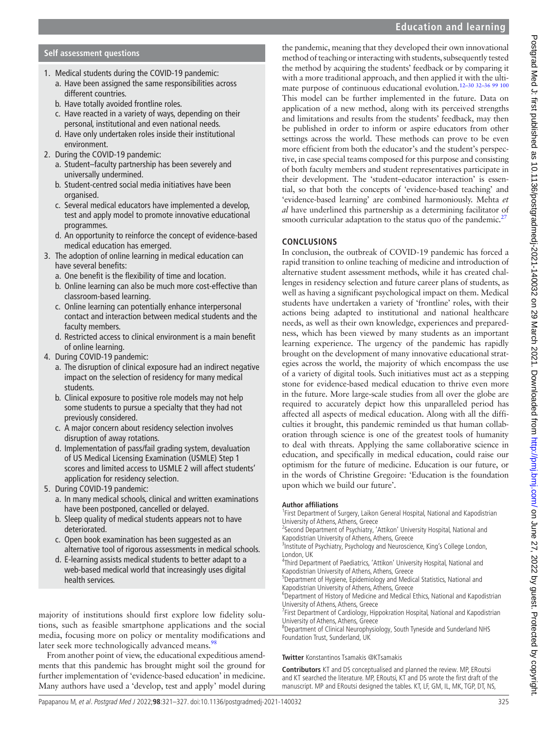## Self assessment questions

1. Medical students during the COVID-19 pandemic:
   a. Have been assigned the same responsibilities across different countries.
   b. Have totally avoided frontline roles.
   c. Have reacted in a variety of ways, depending on their personal, institutional and even national needs.
   d. Have only undertaken roles inside their institutional environment.
2. During the COVID-19 pandemic:
   a. Student–faculty partnership has been severely and universally undermined.
   b. Student-centred social media initiatives have been organised.
   c. Several medical educators have implemented a develop, test and apply model to promote innovative educational programmes.
   d. An opportunity to reinforce the concept of evidence-based medical education has emerged.
3. The adoption of online learning in medical education can have several benefits:
   a. One benefit is the flexibility of time and location.
   b. Online learning can also be much more cost-effective than classroom-based learning.
   c. Online learning can potentially enhance interpersonal contact and interaction between medical students and the faculty members.
   d. Restricted access to clinical environment is a main benefit of online learning.
4. During COVID-19 pandemic:
   a. The disruption of clinical exposure had an indirect negative impact on the selection of residency for many medical students.
   b. Clinical exposure to positive role models may not help some students to pursue a specialty that they had not previously considered.
   c. A major concern about residency selection involves disruption of away rotations.
   d. Implementation of pass/fail grading system, devaluation of US Medical Licensing Examination (USMLE) Step 1 scores and limited access to USMLE 2 will affect students' application for residency selection.
5. During COVID-19 pandemic:
   a. In many medical schools, clinical and written examinations have been postponed, cancelled or delayed.
   b. Sleep quality of medical students appears not to have deteriorated.
   c. Open book examination has been suggested as an alternative tool of rigorous assessments in medical schools.
   d. E-learning assists medical students to better adapt to a web-based medical world that increasingly uses digital health services.

majority of institutions should first explore low fidelity solutions, such as feasible smartphone applications and the social media, focusing more on policy or mentality modifications and later seek more technologically advanced means.[98]

From another point of view, the educational expeditious amendments that this pandemic has brought might soil the ground for further implementation of 'evidence-based education' in medicine. Many authors have used a 'develop, test and apply' model during the pandemic, meaning that they developed their own innovational method of teaching or interacting with students, subsequently tested the method by acquiring the students' feedback or by comparing it with a more traditional approach, and then applied it with the ultimate purpose of continuous educational evolution.[12–30 32–36 99 100] This model can be further implemented in the future. Data on application of a new method, along with its perceived strengths and limitations and results from the students' feedback, may then be published in order to inform or aspire educators from other settings across the world. These methods can prove to be even more efficient from both the educator's and the student's perspective, in case special teams composed for this purpose and consisting of both faculty members and student representatives participate in their development. The 'student–educator interaction' is essential, so that both the concepts of 'evidence-based teaching' and 'evidence-based learning' are combined harmoniously. Mehta *et al* have underlined this partnership as a determining facilitator of smooth curricular adaptation to the status quo of the pandemic.[27]

## CONCLUSIONS

In conclusion, the outbreak of COVID-19 pandemic has forced a rapid transition to online teaching of medicine and introduction of alternative student assessment methods, while it has created challenges in residency selection and future career plans of students, as well as having a significant psychological impact on them. Medical students have undertaken a variety of 'frontline' roles, with their actions being adapted to institutional and national healthcare needs, as well as their own knowledge, experiences and preparedness, which has been viewed by many students as an important learning experience. The urgency of the pandemic has rapidly brought on the development of many innovative educational strategies across the world, the majority of which encompass the use of a variety of digital tools. Such initiatives must act as a stepping stone for evidence-based medical education to thrive even more in the future. More large-scale studies from all over the globe are required to accurately depict how this unparalleled period has affected all aspects of medical education. Along with all the difficulties it brought, this pandemic reminded us that human collaboration through science is one of the greatest tools of humanity to deal with threats. Applying the same collaborative science in education, and specifically in medical education, could raise our optimism for the future of medicine. Education is our future, or in the words of Christine Gregoire: 'Education is the foundation upon which we build our future'.

**Author affiliations**

[1]First Department of Surgery, Laikon General Hospital, National and Kapodistrian University of Athens, Athens, Greece
[2]Second Department of Psychiatry, 'Attikon' University Hospital, National and Kapodistrian University of Athens, Athens, Greece
[3]Institute of Psychiatry, Psychology and Neuroscience, King's College London, London, UK
[4]Third Department of Paediatrics, 'Attikon' University Hospital, National and Kapodistrian University of Athens, Athens, Greece
[5]Department of Hygiene, Epidemiology and Medical Statistics, National and Kapodistrian University of Athens, Athens, Greece
[6]Department of History of Medicine and Medical Ethics, National and Kapodistrian University of Athens, Athens, Greece
[7]First Department of Cardiology, Hippokration Hospital, National and Kapodistrian University of Athens, Athens, Greece
[8]Department of Clinical Neurophysiology, South Tyneside and Sunderland NHS Foundation Trust, Sunderland, UK

**Twitter** Konstantinos Tsamakis @KTsamakis

**Contributors** KT and DS conceptualised and planned the review. MP, ERoutsi and KT searched the literature. MP, ERoutsi, KT and DS wrote the first draft of the manuscript. MP and ERoutsi designed the tables. KT, LF, GM, IL, MK, TGP, DT, NS,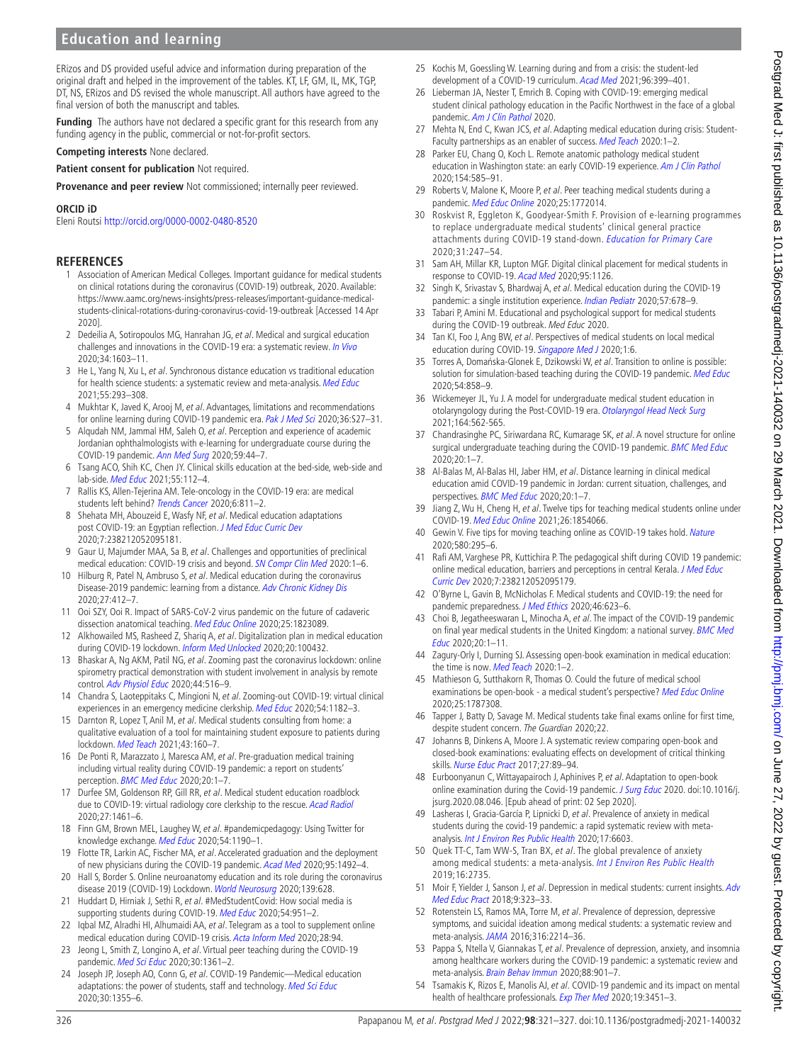ERizos and DS provided useful advice and information during preparation of the original draft and helped in the improvement of the tables. KT, LF, GM, IL, MK, TGP, DT, NS, ERizos and DS revised the whole manuscript. All authors have agreed to the final version of both the manuscript and tables.

**Funding** The authors have not declared a specific grant for this research from any funding agency in the public, commercial or not-for-profit sectors.

**Competing interests** None declared.

**Patient consent for publication** Not required.

**Provenance and peer review** Not commissioned; internally peer reviewed.

**ORCID iD**

Eleni Routsi http://orcid.org/0000-0002-0480-8520

## REFERENCES

1. Association of American Medical Colleges. Important guidance for medical students on clinical rotations during the coronavirus (COVID-19) outbreak, 2020. Available: https://www.aamc.org/news-insights/press-releases/important-guidance-medical-students-clinical-rotations-during-coronavirus-covid-19-outbreak [Accessed 14 Apr 2020].
2. Dedeilia A, Sotiropoulos MG, Hanrahan JG, *et al*. Medical and surgical education challenges and innovations in the COVID-19 era: a systematic review. *In Vivo* 2020;34:1603–11.
3. He L, Yang N, Xu L, *et al*. Synchronous distance education vs traditional education for health science students: a systematic review and meta-analysis. *Med Educ* 2021;55:293–308.
4. Mukhtar K, Javed K, Arooj M, *et al*. Advantages, limitations and recommendations for online learning during COVID-19 pandemic era. *Pak J Med Sci* 2020;36:S27–31.
5. Alqudah NM, Jammal HM, Saleh O, *et al*. Perception and experience of academic Jordanian ophthalmologists with e-learning for undergraduate course during the COVID-19 pandemic. *Ann Med Surg* 2020;59:44–7.
6. Tsang ACO, Shih KC, Chen JY. Clinical skills education at the bed-side, web-side and lab-side. *Med Educ* 2021;55:112–4.
7. Rallis KS, Allen-Tejerina AM. Tele-oncology in the COVID-19 era: are medical students left behind? *Trends Cancer* 2020;6:811–2.
8. Shehata MH, Abouzeid E, Wasfy NF, *et al*. Medical education adaptations post COVID-19: an Egyptian reflection. *J Med Educ Curric Dev* 2020;7:238212052095181.
9. Gaur U, Majumder MAA, Sa B, *et al*. Challenges and opportunities of preclinical medical education: COVID-19 crisis and beyond. *SN Compr Clin Med* 2020:1–6.
10. Hilburg R, Patel N, Ambruso S, *et al*. Medical education during the coronavirus Disease-2019 pandemic: learning from a distance. *Adv Chronic Kidney Dis* 2020;27:412–7.
11. Ooi SZY, Ooi R. Impact of SARS-CoV-2 virus pandemic on the future of cadaveric dissection anatomical teaching. *Med Educ Online* 2020;25:1823089.
12. Alkhowailed MS, Rasheed Z, Shariq A, *et al*. Digitalization plan in medical education during COVID-19 lockdown. *Inform Med Unlocked* 2020;20:100432.
13. Bhaskar A, Ng AKM, Patil NG, *et al*. Zooming past the coronavirus lockdown: online spirometry practical demonstration with student involvement in analysis by remote control. *Adv Physiol Educ* 2020;44:516–9.
14. Chandra S, Laoteppitaks C, Mingioni N, *et al*. Zooming-out COVID-19: virtual clinical experiences in an emergency medicine clerkship. *Med Educ* 2020;54:1182–3.
15. Darnton R, Lopez T, Anil M, *et al*. Medical students consulting from home: a qualitative evaluation of a tool for maintaining student exposure to patients during lockdown. *Med Teach* 2021;43:160–7.
16. De Ponti R, Marazzato J, Maresca AM, *et al*. Pre-graduation medical training including virtual reality during COVID-19 pandemic: a report on students' perception. *BMC Med Educ* 2020;20:1–7.
17. Durfee SM, Goldenson RP, Gill RR, *et al*. Medical student education roadblock due to COVID-19: virtual radiology core clerkship to the rescue. *Acad Radiol* 2020;27:1461–6.
18. Finn GM, Brown MEL, Laughey W, *et al*. #pandemicpedagogy: Using Twitter for knowledge exchange. *Med Educ* 2020;54:1190–1.
19. Flotte TR, Larkin AC, Fischer MA, *et al*. Accelerated graduation and the deployment of new physicians during the COVID-19 pandemic. *Acad Med* 2020;95:1492–4.
20. Hall S, Border S. Online neuroanatomy education and its role during the coronavirus disease 2019 (COVID-19) Lockdown. *World Neurosurg* 2020;139:628.
21. Huddart D, Hirniak J, Sethi R, *et al*. #MedStudentCovid: How social media is supporting students during COVID-19. *Med Educ* 2020;54:951–2.
22. Iqbal MZ, Alradhi HI, Alhumaidi AA, *et al*. Telegram as a tool to supplement online medical education during COVID-19 crisis. *Acta Inform Med* 2020;28:94.
23. Jeong L, Smith Z, Longino A, *et al*. Virtual peer teaching during the COVID-19 pandemic. *Med Sci Educ* 2020;30:1361–2.
24. Joseph JP, Joseph AO, Conn G, *et al*. COVID-19 Pandemic—Medical education adaptations: the power of students, staff and technology. *Med Sci Educ* 2020;30:1355–6.
25. Kochis M, Goessling W. Learning during and from a crisis: the student-led development of a COVID-19 curriculum. *Acad Med* 2021;96:399–401.
26. Lieberman JA, Nester T, Emrich B. Coping with COVID-19: emerging medical student clinical pathology education in the Pacific Northwest in the face of a global pandemic. *Am J Clin Pathol* 2020.
27. Mehta N, End C, Kwan JCS, *et al*. Adapting medical education during crisis: Student-Faculty partnerships as an enabler of success. *Med Teach* 2020:1–2.
28. Parker EU, Chang O, Koch L. Remote anatomic pathology medical student education in Washington state: an early COVID-19 experience. *Am J Clin Pathol* 2020;154:585–91.
29. Roberts V, Malone K, Moore P, *et al*. Peer teaching medical students during a pandemic. *Med Educ Online* 2020;25:1772014.
30. Roskvist R, Eggleton K, Goodyear-Smith F. Provision of e-learning programmes to replace undergraduate medical students' clinical general practice attachments during COVID-19 stand-down. *Education for Primary Care* 2020;31:247–54.
31. Sam AH, Millar KR, Lupton MGF. Digital clinical placement for medical students in response to COVID-19. *Acad Med* 2020;95:1126.
32. Singh K, Srivastav S, Bhardwaj A, *et al*. Medical education during the COVID-19 pandemic: a single institution experience. *Indian Pediatr* 2020;57:678–9.
33. Tabari P, Amini M. Educational and psychological support for medical students during the COVID-19 outbreak. *Med Educ* 2020.
34. Tan KI, Foo J, Ang BW, *et al*. Perspectives of medical students on local medical education during COVID-19. *Singapore Med J* 2020;1:6.
35. Torres A, Domańska-Glonek E, Dzikowski W, *et al*. Transition to online is possible: solution for simulation-based teaching during the COVID-19 pandemic. *Med Educ* 2020;54:858–9.
36. Wickemeyer JL, Yu J. A model for undergraduate medical student education in otolaryngology during the Post-COVID-19 era. *Otolaryngol Head Neck Surg* 2021;164:562-565.
37. Chandrasinghe PC, Siriwardana RC, Kumarage SK, *et al*. A novel structure for online surgical undergraduate teaching during the COVID-19 pandemic. *BMC Med Educ* 2020;20:1–7.
38. Al-Balas M, Al-Balas HI, Jaber HM, *et al*. Distance learning in clinical medical education amid COVID-19 pandemic in Jordan: current situation, challenges, and perspectives. *BMC Med Educ* 2020;20:1–7.
39. Jiang Z, Wu H, Cheng H, *et al*. Twelve tips for teaching medical students online under COVID-19. *Med Educ Online* 2021;26:1854066.
40. Gewin V. Five tips for moving teaching online as COVID-19 takes hold. *Nature* 2020;580:295–6.
41. Rafi AM, Varghese PR, Kuttichira P. The pedagogical shift during COVID 19 pandemic: online medical education, barriers and perceptions in central Kerala. *J Med Educ Curric Dev* 2020;7:238212052095179.
42. O'Byrne L, Gavin B, McNicholas F. Medical students and COVID-19: the need for pandemic preparedness. *J Med Ethics* 2020;46:623–6.
43. Choi B, Jegatheeswaran L, Minocha A, *et al*. The impact of the COVID-19 pandemic on final year medical students in the United Kingdom: a national survey. *BMC Med Educ* 2020;20:1–11.
44. Zagury-Orly I, Durning SJ. Assessing open-book examination in medical education: the time is now. *Med Teach* 2020:1–2.
45. Mathieson G, Sutthakorn R, Thomas O. Could the future of medical school examinations be open-book - a medical student's perspective? *Med Educ Online* 2020;25:1787308.
46. Tapper J, Batty D, Savage M. Medical students take final exams online for first time, despite student concern. *The Guardian* 2020;22.
47. Johanns B, Dinkens A, Moore J. A systematic review comparing open-book and closed-book examinations: evaluating effects on development of critical thinking skills. *Nurse Educ Pract* 2017;27:89–94.
48. Eurboonyanun C, Wittayapairoch J, Aphinives P, *et al*. Adaptation to open-book online examination during the Covid-19 pandemic. *J Surg Educ* 2020. doi:10.1016/j.jsurg.2020.08.046. [Epub ahead of print: 02 Sep 2020].
49. Lasheras I, Gracia-García P, Lipnicki D, *et al*. Prevalence of anxiety in medical students during the covid-19 pandemic: a rapid systematic review with meta-analysis. *Int J Environ Res Public Health* 2020;17:6603.
50. Quek TT-C, Tam WW-S, Tran BX, *et al*. The global prevalence of anxiety among medical students: a meta-analysis. *Int J Environ Res Public Health* 2019;16:2735.
51. Moir F, Yielder J, Sanson J, *et al*. Depression in medical students: current insights. *Adv Med Educ Pract* 2018;9:323–33.
52. Rotenstein LS, Ramos MA, Torre M, *et al*. Prevalence of depression, depressive symptoms, and suicidal ideation among medical students: a systematic review and meta-analysis. *JAMA* 2016;316:2214–36.
53. Pappa S, Ntella V, Giannakas T, *et al*. Prevalence of depression, anxiety, and insomnia among healthcare workers during the COVID-19 pandemic: a systematic review and meta-analysis. *Brain Behav Immun* 2020;88:901–7.
54. Tsamakis K, Rizos E, Manolis AJ, *et al*. COVID-19 pandemic and its impact on mental health of healthcare professionals. *Exp Ther Med* 2020;19:3451–3.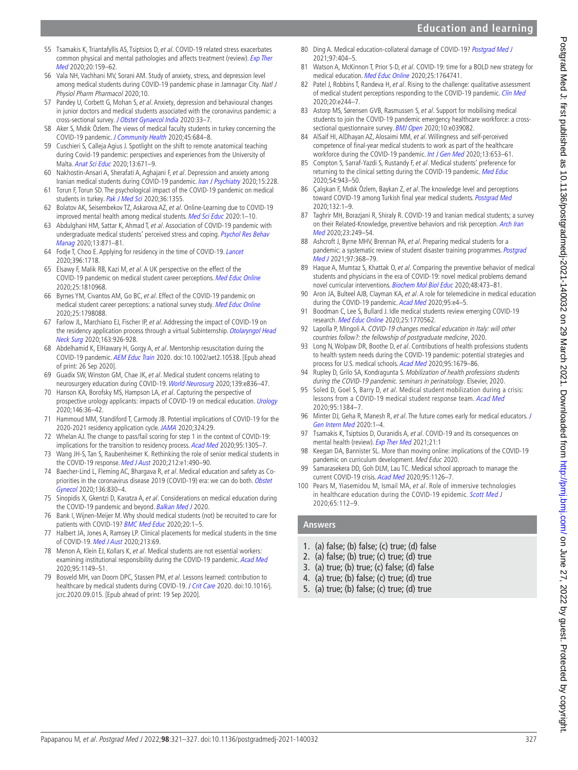55 Tsamakis K, Triantafyllis AS, Tsiptsios D, *et al*. COVID-19 related stress exacerbates common physical and mental pathologies and affects treatment (review). *Exp Ther Med* 2020;20:159–62.
56 Vala NH, Vachhani MV, Sorani AM. Study of anxiety, stress, and depression level among medical students during COVID-19 pandemic phase in Jamnagar City. *Natl J Physiol Pharm Pharmacol* 2020;10.
57 Pandey U, Corbett G, Mohan S, *et al*. Anxiety, depression and behavioural changes in junior doctors and medical students associated with the coronavirus pandemic: a cross-sectional survey. *J Obstet Gynaecol India* 2020:33–7.
58 Aker S, Mıdık Özlem. The views of medical faculty students in turkey concerning the COVID-19 pandemic. *J Community Health* 2020;45:684–8.
59 Cuschieri S, Calleja Agius J. Spotlight on the shift to remote anatomical teaching during Covid-19 pandemic: perspectives and experiences from the University of Malta. *Anat Sci Educ* 2020;13:671–9.
60 Nakhostin-Ansari A, Sherafati A, Aghajani F, *et al*. Depression and anxiety among Iranian medical students during COVID-19 pandemic. *Iran J Psychiatry* 2020;15:228.
61 Torun F, Torun SD. The psychological impact of the COVID-19 pandemic on medical students in turkey. *Pak J Med Sci* 2020;36:1355.
62 Bolatov AK, Seisembekov TZ, Askarova AZ, *et al*. Online-Learning due to COVID-19 improved mental health among medical students. *Med Sci Educ* 2020:1–10.
63 Abdulghani HM, Sattar K, Ahmad T, *et al*. Association of COVID-19 pandemic with undergraduate medical students' perceived stress and coping. *Psychol Res Behav Manag* 2020;13:871–81.
64 Fodje T, Choo E. Applying for residency in the time of COVID-19. *Lancet* 2020;396:1718.
65 Elsawy F, Malik RB, Kazi M, *et al*. A UK perspective on the effect of the COVID-19 pandemic on medical student career perceptions. *Med Educ Online* 2020;25:1810968.
66 Byrnes YM, Civantos AM, Go BC, *et al*. Effect of the COVID-19 pandemic on medical student career perceptions: a national survey study. *Med Educ Online* 2020;25:1798088.
67 Farlow JL, Marchiano EJ, Fischer IP, *et al*. Addressing the impact of COVID-19 on the residency application process through a virtual Subinternship. *Otolaryngol Head Neck Surg* 2020;163:926-928.
68 Abdelhamid K, ElHawary H, Gorgy A, *et al*. Mentorship resuscitation during the COVID-19 pandemic. *AEM Educ Train* 2020. doi:10.1002/aet2.10538. [Epub ahead of print: 26 Sep 2020].
69 Guadix SW, Winston GM, Chae JK, *et al*. Medical student concerns relating to neurosurgery education during COVID-19. *World Neurosurg* 2020;139:e836–47.
70 Hanson KA, Borofsky MS, Hampson LA, *et al*. Capturing the perspective of prospective urology applicants: impacts of COVID-19 on medical education. *Urology* 2020;146:36–42.
71 Hammoud MM, Standiford T, Carmody JB. Potential implications of COVID-19 for the 2020-2021 residency application cycle. *JAMA* 2020;324:29.
72 Whelan AJ. The change to pass/fail scoring for step 1 in the context of COVID-19: implications for the transition to residency process. *Acad Med* 2020;95:1305–7.
73 Wang JH-S, Tan S, Raubenheimer K. Rethinking the role of senior medical students in the COVID-19 response. *Med J Aust* 2020;212:e1:490–90.
74 Baecher-Lind L, Fleming AC, Bhargava R, *et al*. Medical education and safety as Co-priorities in the coronavirus disease 2019 (COVID-19) era: we can do both. *Obstet Gynecol* 2020;136:830–4.
75 Sinopidis X, Gkentzi D, Karatza A, *et al*. Considerations on medical education during the COVID-19 pandemic and beyond. *Balkan Med J* 2020.
76 Bank I, Wijnen-Meijer M. Why should medical students (not) be recruited to care for patients with COVID-19? *BMC Med Educ* 2020;20:1–5.
77 Halbert JA, Jones A, Ramsey LP. Clinical placements for medical students in the time of COVID-19. *Med J Aust* 2020;213:69.
78 Menon A, Klein EJ, Kollars K, *et al*. Medical students are not essential workers: examining institutional responsibility during the COVID-19 pandemic. *Acad Med* 2020;95:1149–51.
79 Bosveld MH, van Doorn DPC, Stassen PM, *et al*. Lessons learned: contribution to healthcare by medical students during COVID-19. *J Crit Care* 2020. doi:10.1016/j.jcrc.2020.09.015. [Epub ahead of print: 19 Sep 2020].
80 Ding A. Medical education-collateral damage of COVID-19? *Postgrad Med J* 2021;97:404–5.
81 Watson A, McKinnon T, Prior S-D, *et al*. COVID-19: time for a BOLD new strategy for medical education. *Med Educ Online* 2020;25:1764741.
82 Patel J, Robbins T, Randeva H, *et al*. Rising to the challenge: qualitative assessment of medical student perceptions responding to the COVID-19 pandemic. *Clin Med* 2020;20:e244–7.
83 Astorp MS, Sørensen GVB, Rasmussen S, *et al*. Support for mobilising medical students to join the COVID-19 pandemic emergency healthcare workforce: a cross-sectional questionnaire survey. *BMJ Open* 2020;10:e039082.
84 AlSaif HI, AlDhayan AZ, Alosaimi MM, *et al*. Willingness and self-perceived competence of final-year medical students to work as part of the healthcare workforce during the COVID-19 pandemic. *Int J Gen Med* 2020;13:653–61.
85 Compton S, Sarraf-Yazdi S, Rustandy F, *et al*. Medical students' preference for returning to the clinical setting during the COVID-19 pandemic. *Med Educ* 2020;54:943–50.
86 Çalışkan F, Mıdık Özlem, Baykan Z, *et al*. The knowledge level and perceptions toward COVID-19 among Turkish final year medical students. *Postgrad Med* 2020;132:1–9.
87 Taghrir MH, Borazjani R, Shiraly R. COVID-19 and Iranian medical students; a survey on their Related-Knowledge, preventive behaviors and risk perception. *Arch Iran Med* 2020;23:249–54.
88 Ashcroft J, Byrne MHV, Brennan PA, *et al*. Preparing medical students for a pandemic: a systematic review of student disaster training programmes. *Postgrad Med J* 2021;97:368–79.
89 Haque A, Mumtaz S, Khattak O, *et al*. Comparing the preventive behavior of medical students and physicians in the era of COVID-19: novel medical problems demand novel curricular interventions. *Biochem Mol Biol Educ* 2020;48:473–81.
90 Aron JA, Bulteel AJB, Clayman KA, *et al*. A role for telemedicine in medical education during the COVID-19 pandemic. *Acad Med* 2020;95:e4–5.
91 Boodman C, Lee S, Bullard J. Idle medical students review emerging COVID-19 research. *Med Educ Online* 2020;25:1770562.
92 Lapolla P, Mingoli A. *COVID-19 changes medical education in Italy: will other countries follow?: the fellowship of postgraduate medicine*, 2020.
93 Long N, Wolpaw DR, Boothe D, *et al*. Contributions of health professions students to health system needs during the COVID-19 pandemic: potential strategies and process for U.S. medical schools. *Acad Med* 2020;95:1679–86.
94 Rupley D, Grilo SA, Kondragunta S. *Mobilization of health professions students during the COVID-19 pandemic. seminars in perinatology*. Elsevier, 2020.
95 Soled D, Goel S, Barry D, *et al*. Medical student mobilization during a crisis: lessons from a COVID-19 medical student response team. *Acad Med* 2020;95:1384–7.
96 Minter DJ, Geha R, Manesh R, *et al*. The future comes early for medical educators. *J Gen Intern Med* 2020:1–4.
97 Tsamakis K, Tsiptsios D, Ouranidis A, *et al*. COVID-19 and its consequences on mental health (review). *Exp Ther Med* 2021;21:1
98 Keegan DA, Bannister SL. More than moving online: implications of the COVID-19 pandemic on curriculum development. *Med Educ* 2020.
99 Samarasekera DD, Goh DLM, Lau TC. Medical school approach to manage the current COVID-19 crisis. *Acad Med* 2020;95:1126–7.
100 Pears M, Yiasemidou M, Ismail MA, *et al*. Role of immersive technologies in healthcare education during the COVID-19 epidemic. *Scott Med J* 2020;65:112–9.

## Answers

1. (a) false; (b) false; (c) true; (d) false
2. (a) false; (b) true; (c) true; (d) true
3. (a) true; (b) true; (c) false; (d) false
4. (a) true; (b) false; (c) true; (d) true
5. (a) true; (b) false; (c) true; (d) true